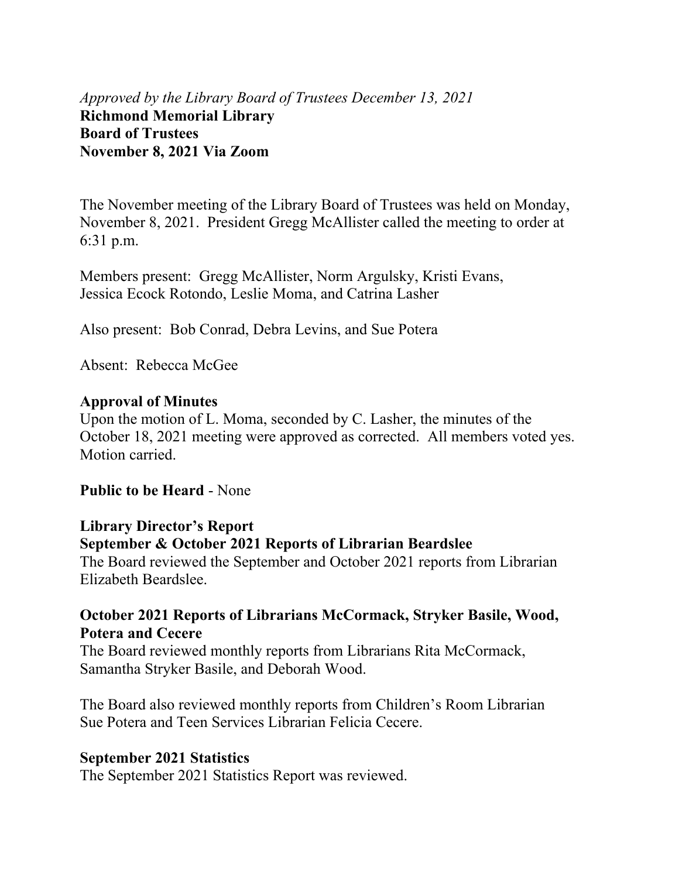*Approved by the Library Board of Trustees December 13, 2021*

**Richmond Memorial Library**
**Board of Trustees**
**November 8, 2021 Via Zoom**

The November meeting of the Library Board of Trustees was held on Monday, November 8, 2021. President Gregg McAllister called the meeting to order at 6:31 p.m.

Members present: Gregg McAllister, Norm Argulsky, Kristi Evans, Jessica Ecock Rotondo, Leslie Moma, and Catrina Lasher

Also present: Bob Conrad, Debra Levins, and Sue Potera

Absent: Rebecca McGee

**Approval of Minutes**

Upon the motion of L. Moma, seconded by C. Lasher, the minutes of the October 18, 2021 meeting were approved as corrected. All members voted yes. Motion carried.

**Public to be Heard** - None

**Library Director's Report**

**September & October 2021 Reports of Librarian Beardslee**

The Board reviewed the September and October 2021 reports from Librarian Elizabeth Beardslee.

**October 2021 Reports of Librarians McCormack, Stryker Basile, Wood, Potera and Cecere**

The Board reviewed monthly reports from Librarians Rita McCormack, Samantha Stryker Basile, and Deborah Wood.

The Board also reviewed monthly reports from Children's Room Librarian Sue Potera and Teen Services Librarian Felicia Cecere.

**September 2021 Statistics**

The September 2021 Statistics Report was reviewed.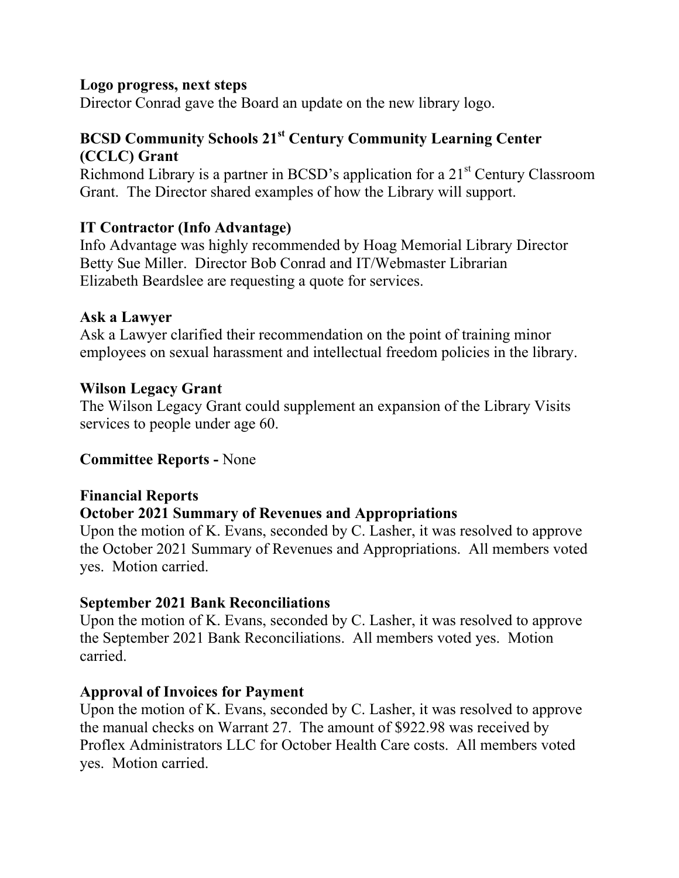**Logo progress, next steps**

Director Conrad gave the Board an update on the new library logo.

**BCSD Community Schools 21st Century Community Learning Center (CCLC) Grant**

Richmond Library is a partner in BCSD's application for a 21st Century Classroom Grant. The Director shared examples of how the Library will support.

**IT Contractor (Info Advantage)**

Info Advantage was highly recommended by Hoag Memorial Library Director Betty Sue Miller. Director Bob Conrad and IT/Webmaster Librarian Elizabeth Beardslee are requesting a quote for services.

**Ask a Lawyer**

Ask a Lawyer clarified their recommendation on the point of training minor employees on sexual harassment and intellectual freedom policies in the library.

**Wilson Legacy Grant**

The Wilson Legacy Grant could supplement an expansion of the Library Visits services to people under age 60.

**Committee Reports -** None

**Financial Reports**

**October 2021 Summary of Revenues and Appropriations**

Upon the motion of K. Evans, seconded by C. Lasher, it was resolved to approve the October 2021 Summary of Revenues and Appropriations. All members voted yes. Motion carried.

**September 2021 Bank Reconciliations**

Upon the motion of K. Evans, seconded by C. Lasher, it was resolved to approve the September 2021 Bank Reconciliations. All members voted yes. Motion carried.

**Approval of Invoices for Payment**

Upon the motion of K. Evans, seconded by C. Lasher, it was resolved to approve the manual checks on Warrant 27. The amount of $922.98 was received by Proflex Administrators LLC for October Health Care costs. All members voted yes. Motion carried.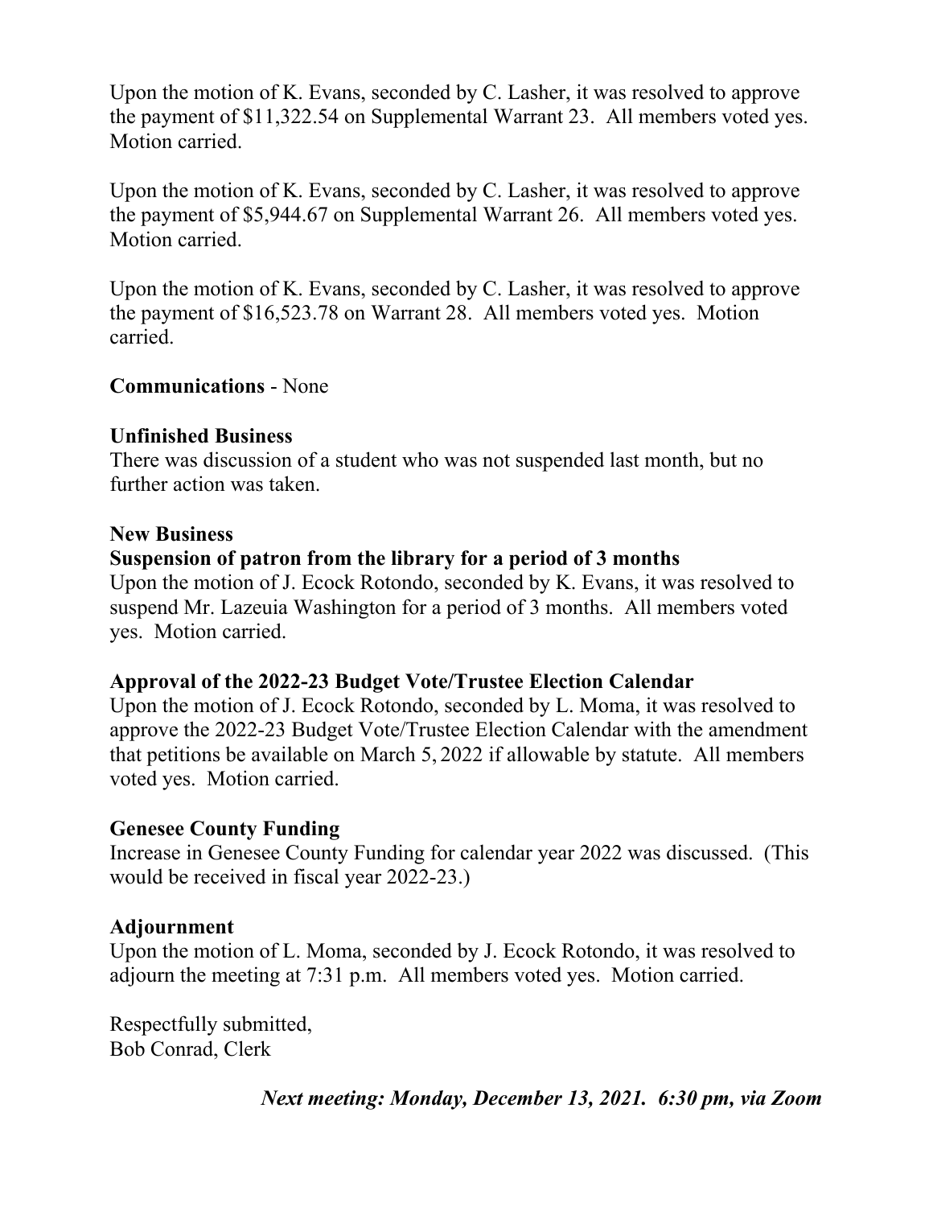Upon the motion of K. Evans, seconded by C. Lasher, it was resolved to approve the payment of $11,322.54 on Supplemental Warrant 23. All members voted yes. Motion carried.

Upon the motion of K. Evans, seconded by C. Lasher, it was resolved to approve the payment of $5,944.67 on Supplemental Warrant 26. All members voted yes. Motion carried.

Upon the motion of K. Evans, seconded by C. Lasher, it was resolved to approve the payment of $16,523.78 on Warrant 28. All members voted yes. Motion carried.

**Communications** - None

**Unfinished Business**
There was discussion of a student who was not suspended last month, but no further action was taken.

**New Business**
**Suspension of patron from the library for a period of 3 months**
Upon the motion of J. Ecock Rotondo, seconded by K. Evans, it was resolved to suspend Mr. Lazeuia Washington for a period of 3 months. All members voted yes. Motion carried.

**Approval of the 2022-23 Budget Vote/Trustee Election Calendar**
Upon the motion of J. Ecock Rotondo, seconded by L. Moma, it was resolved to approve the 2022-23 Budget Vote/Trustee Election Calendar with the amendment that petitions be available on March 5, 2022 if allowable by statute. All members voted yes. Motion carried.

**Genesee County Funding**
Increase in Genesee County Funding for calendar year 2022 was discussed. (This would be received in fiscal year 2022-23.)

**Adjournment**
Upon the motion of L. Moma, seconded by J. Ecock Rotondo, it was resolved to adjourn the meeting at 7:31 p.m. All members voted yes. Motion carried.

Respectfully submitted,
Bob Conrad, Clerk

***Next meeting: Monday, December 13, 2021. 6:30 pm, via Zoom***